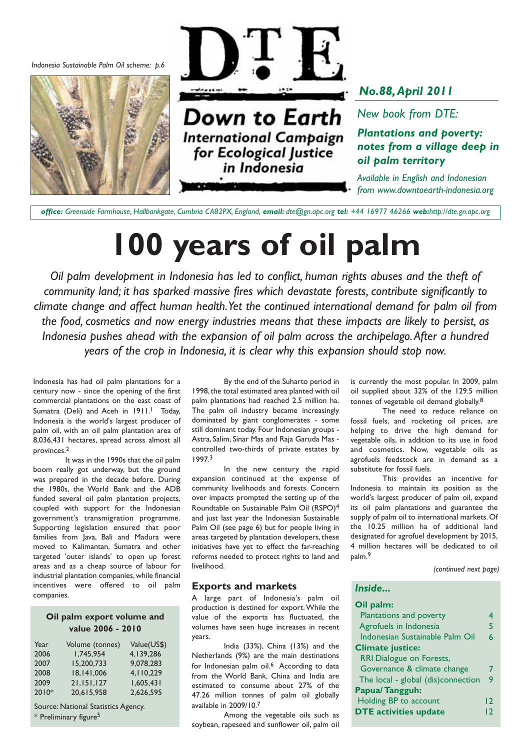*Indonesia Sustainable Palm Oil scheme: p.6*

# DTE

**Down to Earth**
**International Campaign for Ecological Justice in Indonesia**

***No.88, April 2011***

*New book from DTE:*

***Plantations and poverty: notes from a village deep in oil palm territory***

*Available in English and Indonesian from www.downtoearth-indonesia.org*

***office:*** *Greenside Farmhouse, Hallbankgate, Cumbria CA82PX, England,* ***email:*** *dte@gn.apc.org* ***tel:*** *+44 16977 46266* ***web:****http://dte.gn.apc.org*

# 100 years of oil palm

*Oil palm development in Indonesia has led to conflict, human rights abuses and the theft of community land; it has sparked massive fires which devastate forests, contribute significantly to climate change and affect human health. Yet the continued international demand for palm oil from the food, cosmetics and now energy industries means that these impacts are likely to persist, as Indonesia pushes ahead with the expansion of oil palm across the archipelago. After a hundred years of the crop in Indonesia, it is clear why this expansion should stop now.*

Indonesia has had oil palm plantations for a century now - since the opening of the first commercial plantations on the east coast of Sumatra (Deli) and Aceh in 1911.[1] Today, Indonesia is the world's largest producer of palm oil, with an oil palm plantation area of 8,036,431 hectares, spread across almost all provinces.[2]

It was in the 1990s that the oil palm boom really got underway, but the ground was prepared in the decade before. During the 1980s, the World Bank and the ADB funded several oil palm plantation projects, coupled with support for the Indonesian government's transmigration programme. Supporting legislation ensured that poor families from Java, Bali and Madura were moved to Kalimantan, Sumatra and other targeted 'outer islands' to open up forest areas and as a cheap source of labour for industrial plantation companies, while financial incentives were offered to oil palm companies.

**Oil palm export volume and value 2006 - 2010**

| Year | Volume (tonnes) | Value(US$) |
|---|---|---|
| 2006 | 1,745,954 | 4,139,286 |
| 2007 | 15,200,733 | 9,078,283 |
| 2008 | 18,141,006 | 4,110,229 |
| 2009 | 21,151,127 | 1,605,431 |
| 2010* | 20,615,958 | 2,626,595 |

Source: National Statistics Agency.
\* Preliminary figure[5]

By the end of the Suharto period in 1998, the total estimated area planted with oil palm plantations had reached 2.5 million ha. The palm oil industry became increasingly dominated by giant conglomerates - some still dominant today. Four Indonesian groups - Astra, Salim, Sinar Mas and Raja Garuda Mas - controlled two-thirds of private estates by 1997.[3]

In the new century the rapid expansion continued at the expense of community livelihoods and forests. Concern over impacts prompted the setting up of the Roundtable on Sustainable Palm Oil (RSPO)[4] and just last year the Indonesian Sustainable Palm Oil (see page 6) but for people living in areas targeted by plantation developers, these initiatives have yet to effect the far-reaching reforms needed to protect rights to land and livelihood.

### Exports and markets

A large part of Indonesia's palm oil production is destined for export. While the value of the exports has fluctuated, the volumes have seen huge increases in recent years.

India (33%), China (13%) and the Netherlands (9%) are the main destinations for Indonesian palm oil.[6] According to data from the World Bank, China and India are estimated to consume about 27% of the 47.26 million tonnes of palm oil globally available in 2009/10.[7]

Among the vegetable oils such as soybean, rapeseed and sunflower oil, palm oil is currently the most popular. In 2009, palm oil supplied about 32% of the 129.5 million tonnes of vegetable oil demand globally.[8]

The need to reduce reliance on fossil fuels, and rocketing oil prices, are helping to drive the high demand for vegetable oils, in addition to its use in food and cosmetics. Now, vegetable oils as agrofuels feedstock are in demand as a substitute for fossil fuels.

This provides an incentive for Indonesia to maintain its position as the world's largest producer of palm oil, expand its oil palm plantations and guarantee the supply of palm oil to international markets. Of the 10.25 million ha of additional land designated for agrofuel development by 2015, 4 million hectares will be dedicated to oil palm.[9]

*(continued next page)*

### *Inside...*

| | |
|---|---|
| **Oil palm:** | |
| Plantations and poverty | 4 |
| Agrofuels in Indonesia | 5 |
| Indonesian Sustainable Palm Oil | 6 |
| **Climate justice:** | |
| RRI Dialogue on Forests, Governance & climate change | 7 |
| The local - global (dis)connection | 9 |
| **Papua/ Tangguh:** | |
| Holding BP to account | 12 |
| **DTE activities update** | 12 |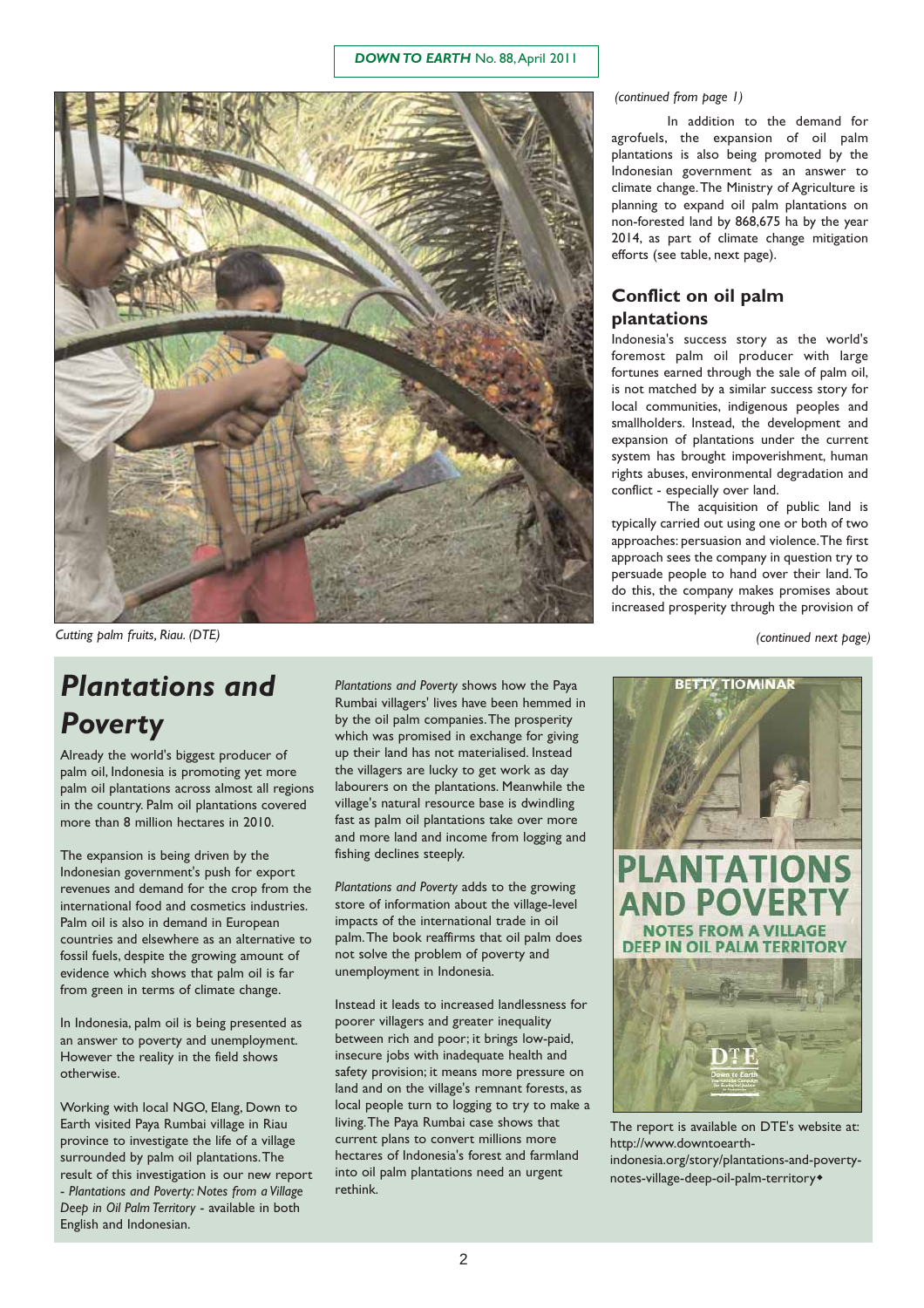Cutting palm fruits, Riau. (DTE)

*(continued from page 1)*

In addition to the demand for agrofuels, the expansion of oil palm plantations is also being promoted by the Indonesian government as an answer to climate change. The Ministry of Agriculture is planning to expand oil palm plantations on non-forested land by 868,675 ha by the year 2014, as part of climate change mitigation efforts (see table, next page).

## Conflict on oil palm plantations

Indonesia's success story as the world's foremost palm oil producer with large fortunes earned through the sale of palm oil, is not matched by a similar success story for local communities, indigenous peoples and smallholders. Instead, the development and expansion of plantations under the current system has brought impoverishment, human rights abuses, environmental degradation and conflict - especially over land.

The acquisition of public land is typically carried out using one or both of two approaches: persuasion and violence. The first approach sees the company in question try to persuade people to hand over their land. To do this, the company makes promises about increased prosperity through the provision of

*(continued next page)*

# *Plantations and Poverty*

Already the world's biggest producer of palm oil, Indonesia is promoting yet more palm oil plantations across almost all regions in the country. Palm oil plantations covered more than 8 million hectares in 2010.

The expansion is being driven by the Indonesian government's push for export revenues and demand for the crop from the international food and cosmetics industries. Palm oil is also in demand in European countries and elsewhere as an alternative to fossil fuels, despite the growing amount of evidence which shows that palm oil is far from green in terms of climate change.

In Indonesia, palm oil is being presented as an answer to poverty and unemployment. However the reality in the field shows otherwise.

Working with local NGO, Elang, Down to Earth visited Paya Rumbai village in Riau province to investigate the life of a village surrounded by palm oil plantations. The result of this investigation is our new report - *Plantations and Poverty: Notes from a Village Deep in Oil Palm Territory* - available in both English and Indonesian.

*Plantations and Poverty* shows how the Paya Rumbai villagers' lives have been hemmed in by the oil palm companies. The prosperity which was promised in exchange for giving up their land has not materialised. Instead the villagers are lucky to get work as day labourers on the plantations. Meanwhile the village's natural resource base is dwindling fast as palm oil plantations take over more and more land and income from logging and fishing declines steeply.

*Plantations and Poverty* adds to the growing store of information about the village-level impacts of the international trade in oil palm. The book reaffirms that oil palm does not solve the problem of poverty and unemployment in Indonesia.

Instead it leads to increased landlessness for poorer villagers and greater inequality between rich and poor; it brings low-paid, insecure jobs with inadequate health and safety provision; it means more pressure on land and on the village's remnant forests, as local people turn to logging to try to make a living. The Paya Rumbai case shows that current plans to convert millions more hectares of Indonesia's forest and farmland into oil palm plantations need an urgent rethink.

The report is available on DTE's website at: http://www.downtoearth-indonesia.org/story/plantations-and-poverty-notes-village-deep-oil-palm-territory◆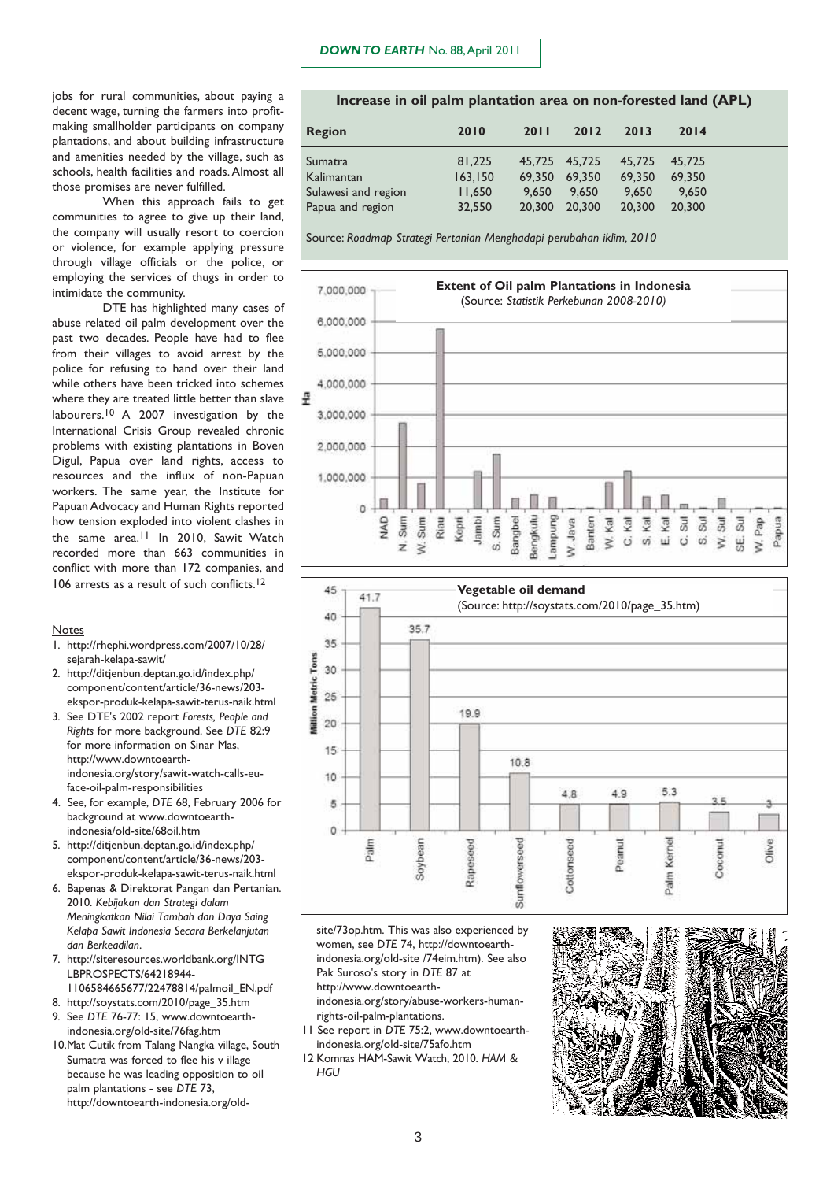jobs for rural communities, about paying a decent wage, turning the farmers into profit-making smallholder participants on company plantations, and about building infrastructure and amenities needed by the village, such as schools, health facilities and roads. Almost all those promises are never fulfilled.

When this approach fails to get communities to agree to give up their land, the company will usually resort to coercion or violence, for example applying pressure through village officials or the police, or employing the services of thugs in order to intimidate the community.

DTE has highlighted many cases of abuse related oil palm development over the past two decades. People have had to flee from their villages to avoid arrest by the police for refusing to hand over their land while others have been tricked into schemes where they are treated little better than slave labourers.[10] A 2007 investigation by the International Crisis Group revealed chronic problems with existing plantations in Boven Digul, Papua over land rights, access to resources and the influx of non-Papuan workers. The same year, the Institute for Papuan Advocacy and Human Rights reported how tension exploded into violent clashes in the same area.[11] In 2010, Sawit Watch recorded more than 663 communities in conflict with more than 172 companies, and 106 arrests as a result of such conflicts.[12]

**Increase in oil palm plantation area on non-forested land (APL)**

| Region | 2010 | 2011 | 2012 | 2013 | 2014 |
|---|---|---|---|---|---|
| Sumatra | 81,225 | 45,725 | 45,725 | 45,725 | 45,725 |
| Kalimantan | 163,150 | 69,350 | 69,350 | 69,350 | 69,350 |
| Sulawesi and region | 11,650 | 9,650 | 9,650 | 9,650 | 9,650 |
| Papua and region | 32,550 | 20,300 | 20,300 | 20,300 | 20,300 |

Source: *Roadmap Strategi Pertanian Menghadapi perubahan iklim, 2010*

**Extent of Oil palm Plantations in Indonesia**
(Source: *Statistik Perkebunan 2008-2010)*

**Vegetable oil demand**
(Source: http://soystats.com/2010/page_35.htm)

| Oil | Million Metric Tons |
|---|---|
| Palm | 41.7 |
| Soybean | 35.7 |
| Rapeseed | 19.9 |
| Sunflowerseed | 10.8 |
| Cottonseed | 4.8 |
| Peanut | 4.9 |
| Palm Kernel | 5.3 |
| Coconut | 3.5 |
| Olive | 3 |

Notes

1. http://rhephi.wordpress.com/2007/10/28/sejarah-kelapa-sawit/
2. http://ditjenbun.deptan.go.id/index.php/component/content/article/36-news/203-ekspor-produk-kelapa-sawit-terus-naik.html
3. See DTE's 2002 report *Forests, People and Rights* for more background. See *DTE* 82:9 for more information on Sinar Mas, http://www.downtoearth-indonesia.org/story/sawit-watch-calls-eu-face-oil-palm-responsibilities
4. See, for example, *DTE* 68, February 2006 for background at www.downtoearth-indonesia.org/old-site/68oil.htm
5. http://ditjenbun.deptan.go.id/index.php/component/content/article/36-news/203-ekspor-produk-kelapa-sawit-terus-naik.html
6. Bapenas & Direktorat Pangan dan Pertanian. 2010. *Kebijakan dan Strategi dalam Meningkatkan Nilai Tambah dan Daya Saing Kelapa Sawit Indonesia Secara Berkelanjutan dan Berkeadilan*.
7. http://siteresources.worldbank.org/INTGLBPROSPECTS/64218944-1106584665677/22478814/palmoil_EN.pdf
8. http://soystats.com/2010/page_35.htm
9. See *DTE* 76-77: 15, www.downtoearth-indonesia.org/old-site/76fag.htm
10. Mat Cutik from Talang Nangka village, South Sumatra was forced to flee his v illage because he was leading opposition to oil palm plantations - see *DTE* 73, http://downtoearth-indonesia.org/old-site/73op.htm. This was also experienced by women, see *DTE* 74, http://downtoearth-indonesia.org/old-site /74eim.htm). See also Pak Suroso's story in *DTE* 87 at http://www.downtoearth-indonesia.org/story/abuse-workers-human-rights-oil-palm-plantations.
11. See report in *DTE* 75:2, www.downtoearth-indonesia.org/old-site/75afo.htm
12. Komnas HAM-Sawit Watch, 2010. *HAM & HGU*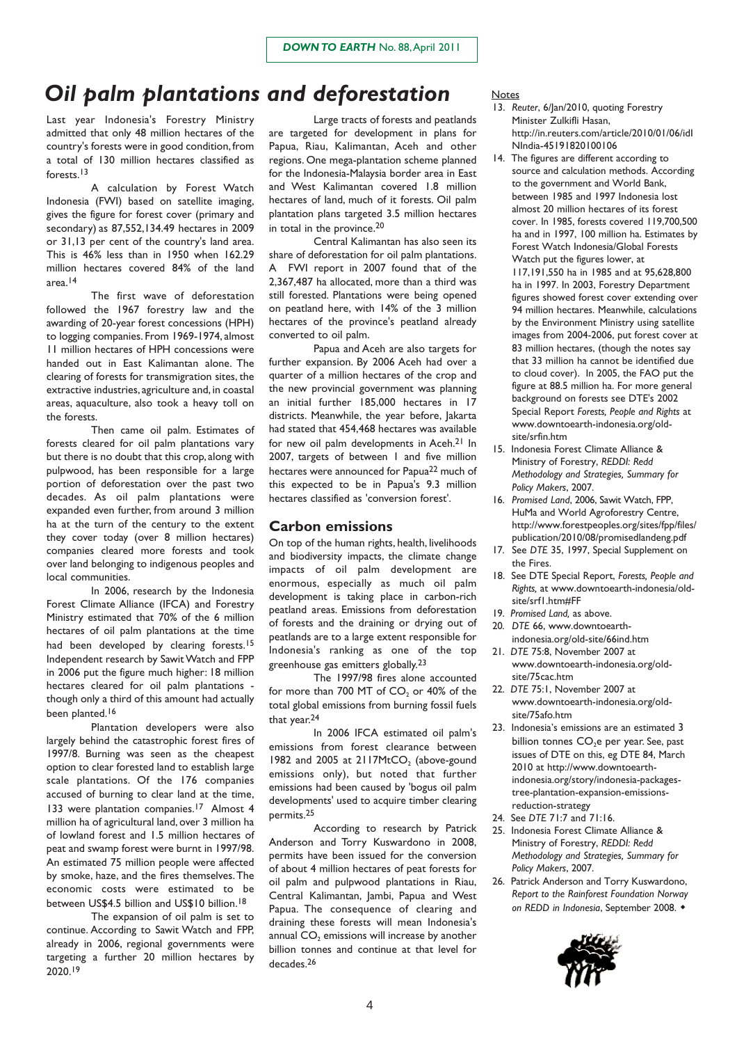# Oil palm plantations and deforestation

Last year Indonesia's Forestry Ministry admitted that only 48 million hectares of the country's forests were in good condition, from a total of 130 million hectares classified as forests.[13]

A calculation by Forest Watch Indonesia (FWI) based on satellite imaging, gives the figure for forest cover (primary and secondary) as 87,552,134.49 hectares in 2009 or 31,13 per cent of the country's land area. This is 46% less than in 1950 when 162.29 million hectares covered 84% of the land area.[14]

The first wave of deforestation followed the 1967 forestry law and the awarding of 20-year forest concessions (HPH) to logging companies. From 1969-1974, almost 11 million hectares of HPH concessions were handed out in East Kalimantan alone. The clearing of forests for transmigration sites, the extractive industries, agriculture and, in coastal areas, aquaculture, also took a heavy toll on the forests.

Then came oil palm. Estimates of forests cleared for oil palm plantations vary but there is no doubt that this crop, along with pulpwood, has been responsible for a large portion of deforestation over the past two decades. As oil palm plantations were expanded even further, from around 3 million ha at the turn of the century to the extent they cover today (over 8 million hectares) companies cleared more forests and took over land belonging to indigenous peoples and local communities.

In 2006, research by the Indonesia Forest Climate Alliance (IFCA) and Forestry Ministry estimated that 70% of the 6 million hectares of oil palm plantations at the time had been developed by clearing forests.[15] Independent research by Sawit Watch and FPP in 2006 put the figure much higher: 18 million hectares cleared for oil palm plantations - though only a third of this amount had actually been planted.[16]

Plantation developers were also largely behind the catastrophic forest fires of 1997/8. Burning was seen as the cheapest option to clear forested land to establish large scale plantations. Of the 176 companies accused of burning to clear land at the time, 133 were plantation companies.[17] Almost 4 million ha of agricultural land, over 3 million ha of lowland forest and 1.5 million hectares of peat and swamp forest were burnt in 1997/98. An estimated 75 million people were affected by smoke, haze, and the fires themselves. The economic costs were estimated to be between US$4.5 billion and US$10 billion.[18]

The expansion of oil palm is set to continue. According to Sawit Watch and FPP, already in 2006, regional governments were targeting a further 20 million hectares by 2020.[19]

Large tracts of forests and peatlands are targeted for development in plans for Papua, Riau, Kalimantan, Aceh and other regions. One mega-plantation scheme planned for the Indonesia-Malaysia border area in East and West Kalimantan covered 1.8 million hectares of land, much of it forests. Oil palm plantation plans targeted 3.5 million hectares in total in the province.[20]

Central Kalimantan has also seen its share of deforestation for oil palm plantations. A FWI report in 2007 found that of the 2,367,487 ha allocated, more than a third was still forested. Plantations were being opened on peatland here, with 14% of the 3 million hectares of the province's peatland already converted to oil palm.

Papua and Aceh are also targets for further expansion. By 2006 Aceh had over a quarter of a million hectares of the crop and the new provincial government was planning an initial further 185,000 hectares in 17 districts. Meanwhile, the year before, Jakarta had stated that 454,468 hectares was available for new oil palm developments in Aceh.[21] In 2007, targets of between 1 and five million hectares were announced for Papua[22] much of this expected to be in Papua's 9.3 million hectares classified as 'conversion forest'.

## Carbon emissions

On top of the human rights, health, livelihoods and biodiversity impacts, the climate change impacts of oil palm development are enormous, especially as much oil palm development is taking place in carbon-rich peatland areas. Emissions from deforestation of forests and the draining or drying out of peatlands are to a large extent responsible for Indonesia's ranking as one of the top greenhouse gas emitters globally.[23]

The 1997/98 fires alone accounted for more than 700 MT of $CO_2$ or 40% of the total global emissions from burning fossil fuels that year.[24]

In 2006 IFCA estimated oil palm's emissions from forest clearance between 1982 and 2005 at 2117Mt$CO_2$ (above-gound emissions only), but noted that further emissions had been caused by 'bogus oil palm developments' used to acquire timber clearing permits.[25]

According to research by Patrick Anderson and Torry Kuswardono in 2008, permits have been issued for the conversion of about 4 million hectares of peat forests for oil palm and pulpwood plantations in Riau, Central Kalimantan, Jambi, Papua and West Papua. The consequence of clearing and draining these forests will mean Indonesia's annual $CO_2$ emissions will increase by another billion tonnes and continue at that level for decades.[26]

### Notes

13. *Reuter*, 6/Jan/2010, quoting Forestry Minister Zulkifli Hasan, http://in.reuters.com/article/2010/01/06/idINIndia-45191820100106
14. The figures are different according to source and calculation methods. According to the government and World Bank, between 1985 and 1997 Indonesia lost almost 20 million hectares of its forest cover. In 1985, forests covered 119,700,500 ha and in 1997, 100 million ha. Estimates by Forest Watch Indonesia/Global Forests Watch put the figures lower, at 117,191,550 ha in 1985 and at 95,628,800 ha in 1997. In 2003, Forestry Department figures showed forest cover extending over 94 million hectares. Meanwhile, calculations by the Environment Ministry using satellite images from 2004-2006, put forest cover at 83 million hectares, (though the notes say that 33 million ha cannot be identified due to cloud cover). In 2005, the FAO put the figure at 88.5 million ha. For more general background on forests see DTE's 2002 Special Report *Forests, People and Rights* at www.downtoearth-indonesia.org/old-site/srfin.htm
15. Indonesia Forest Climate Alliance & Ministry of Forestry, *REDDI: Redd Methodology and Strategies, Summary for Policy Makers*, 2007.
16. *Promised Land*, 2006, Sawit Watch, FPP, HuMa and World Agroforestry Centre, http://www.forestpeoples.org/sites/fpp/files/publication/2010/08/promisedlandeng.pdf
17. See *DTE* 35, 1997, Special Supplement on the Fires.
18. See DTE Special Report, *Forests, People and Rights,* at www.downtoearth-indonesia/old-site/srf1.htm#FF
19. *Promised Land,* as above.
20. *DTE* 66, www.downtoearth-indonesia.org/old-site/66ind.htm
21. *DTE* 75:8, November 2007 at www.downtoearth-indonesia.org/old-site/75cac.htm
22. *DTE* 75:1, November 2007 at www.downtoearth-indonesia.org/old-site/75afo.htm
23. Indonesia's emissions are an estimated 3 billion tonnes $CO_2e$ per year. See, past issues of DTE on this, eg DTE 84, March 2010 at http://www.downtoearth-indonesia.org/story/indonesia-packages-tree-plantation-expansion-emissions-reduction-strategy
24. See *DTE* 71:7 and 71:16.
25. Indonesia Forest Climate Alliance & Ministry of Forestry, *REDDI: Redd Methodology and Strategies, Summary for Policy Makers*, 2007.
26. Patrick Anderson and Torry Kuswardono, *Report to the Rainforest Foundation Norway on REDD in Indonesia*, September 2008. ◆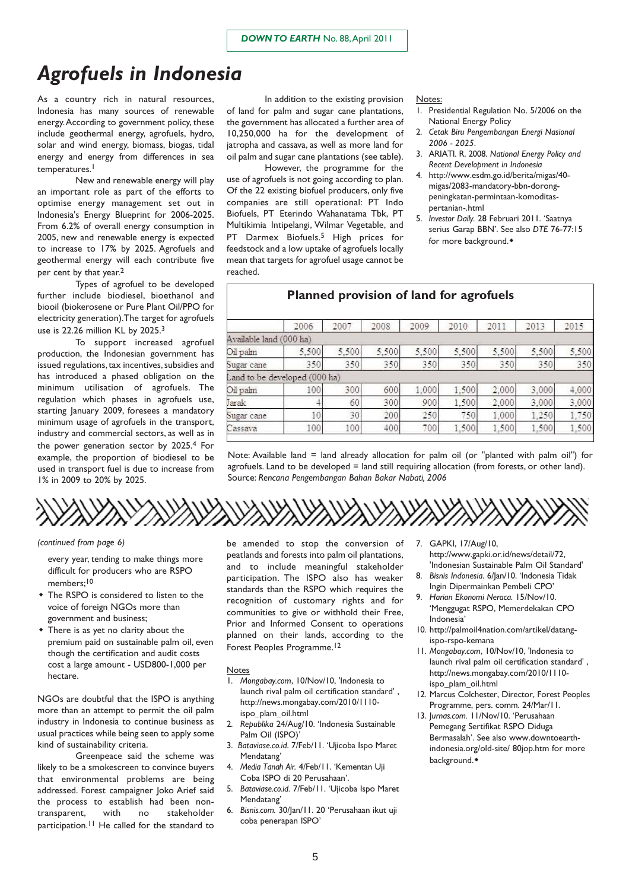# Agrofuels in Indonesia

As a country rich in natural resources, Indonesia has many sources of renewable energy. According to government policy, these include geothermal energy, agrofuels, hydro, solar and wind energy, biomass, biogas, tidal energy and energy from differences in sea temperatures.[1]

New and renewable energy will play an important role as part of the efforts to optimise energy management set out in Indonesia's Energy Blueprint for 2006-2025. From 6.2% of overall energy consumption in 2005, new and renewable energy is expected to increase to 17% by 2025. Agrofuels and geothermal energy will each contribute five per cent by that year.[2]

Types of agrofuel to be developed further include biodiesel, bioethanol and biooil (biokerosene or Pure Plant Oil/PPO for electricity generation). The target for agrofuels use is 22.26 million KL by 2025.[3]

To support increased agrofuel production, the Indonesian government has issued regulations, tax incentives, subsidies and has introduced a phased obligation on the minimum utilisation of agrofuels. The regulation which phases in agrofuels use, starting January 2009, foresees a mandatory minimum usage of agrofuels in the transport, industry and commercial sectors, as well as in the power generation sector by 2025.[4] For example, the proportion of biodiesel to be used in transport fuel is due to increase from 1% in 2009 to 20% by 2025.

In addition to the existing provision of land for palm and sugar cane plantations, the government has allocated a further area of 10,250,000 ha for the development of jatropha and cassava, as well as more land for oil palm and sugar cane plantations (see table).

However, the programme for the use of agrofuels is not going according to plan. Of the 22 existing biofuel producers, only five companies are still operational: PT Indo Biofuels, PT Eterindo Wahanatama Tbk, PT Multikimia Intipelangi, Wilmar Vegetable, and PT Darmex Biofuels.[5] High prices for feedstock and a low uptake of agrofuels locally mean that targets for agrofuel usage cannot be reached.

Notes:

1. Presidential Regulation No. 5/2006 on the National Energy Policy
2. *Cetak Biru Pengembangan Energi Nasional 2006 - 2025*.
3. ARIATI. R. 2008. *National Energy Policy and Recent Development in Indonesia*
4. http://www.esdm.go.id/berita/migas/40-migas/2083-mandatory-bbn-dorong-peningkatan-permintaan-komoditas-pertanian-.html
5. *Investor Daily.* 28 Februari 2011. 'Saatnya serius Garap BBN'. See also *DTE* 76-77:15 for more background.◆

## Planned provision of land for agrofuels

| | 2006 | 2007 | 2008 | 2009 | 2010 | 2011 | 2013 | 2015 |
|---|---|---|---|---|---|---|---|---|
| Available land (000 ha) | | | | | | | | |
| Oil palm | 5,500 | 5,500 | 5,500 | 5,500 | 5,500 | 5,500 | 5,500 | 5,500 |
| Sugar cane | 350 | 350 | 350 | 350 | 350 | 350 | 350 | 350 |
| Land to be developed (000 ha) | | | | | | | | |
| Oil palm | 100 | 300 | 600 | 1,000 | 1,500 | 2,000 | 3,000 | 4,000 |
| Jarak | 4 | 60 | 300 | 900 | 1,500 | 2,000 | 3,000 | 3,000 |
| Sugar cane | 10 | 30 | 200 | 250 | 750 | 1,000 | 1,250 | 1,750 |
| Cassava | 100 | 100 | 400 | 700 | 1,500 | 1,500 | 1,500 | 1,500 |

Note: Available land = land already allocation for palm oil (or "planted with palm oil") for agrofuels. Land to be developed = land still requiring allocation (from forests, or other land). Source: *Rencana Pengembangan Bahan Bakar Nabati, 2006*

---

*(continued from page 6)*

every year, tending to make things more difficult for producers who are RSPO members;[10]

- The RSPO is considered to listen to the voice of foreign NGOs more than government and business;
- There is as yet no clarity about the premium paid on sustainable palm oil, even though the certification and audit costs cost a large amount - USD800-1,000 per hectare.

NGOs are doubtful that the ISPO is anything more than an attempt to permit the oil palm industry in Indonesia to continue business as usual practices while being seen to apply some kind of sustainability criteria.

Greenpeace said the scheme was likely to be a smokescreen to convince buyers that environmental problems are being addressed. Forest campaigner Joko Arief said the process to establish had been non-transparent, with no stakeholder participation.[11] He called for the standard to be amended to stop the conversion of peatlands and forests into palm oil plantations, and to include meaningful stakeholder participation. The ISPO also has weaker standards than the RSPO which requires the recognition of customary rights and for communities to give or withhold their Free, Prior and Informed Consent to operations planned on their lands, according to the Forest Peoples Programme.[12]

Notes

1. *Mongabay.com*, 10/Nov/10, 'Indonesia to launch rival palm oil certification standard' , http://news.mongabay.com/2010/1110-ispo_plam_oil.html
2. *Republika* 24/Aug/10. 'Indonesia Sustainable Palm Oil (ISPO)'
3. *Bataviase.co.id*. 7/Feb/11. 'Ujicoba Ispo Maret Mendatang'
4. *Media Tanah Air.* 4/Feb/11. 'Kementan Uji Coba ISPO di 20 Perusahaan'.
5. *Bataviase.co.id.* 7/Feb/11. 'Ujicoba Ispo Maret Mendatang'
6. *Bisnis.com.* 30/Jan/11. 20 'Perusahaan ikut uji coba penerapan ISPO'
7. GAPKI, 17/Aug/10, http://www.gapki.or.id/news/detail/72, 'Indonesian Sustainable Palm Oil Standard'
8. *Bisnis Indonesia*. 6/Jan/10. 'Indonesia Tidak Ingin Dipermainkan Pembeli CPO'
9. *Harian Ekonomi Neraca.* 15/Nov/10. 'Menggugat RSPO, Memerdekakan CPO Indonesia'
10. http://palmoil4nation.com/artikel/datang-ispo-rspo-kemana
11. *Mongabay.com*, 10/Nov/10, 'Indonesia to launch rival palm oil certification standard' , http://news.mongabay.com/2010/1110-ispo_plam_oil.html
12. Marcus Colchester, Director, Forest Peoples Programme, pers. comm. 24/Mar/11.
13. *Jurnas.com.* 11/Nov/10. 'Perusahaan Pemegang Sertifikat RSPO Diduga Bermasalah'. See also www.downtoearth-indonesia.org/old-site/ 80jop.htm for more background.◆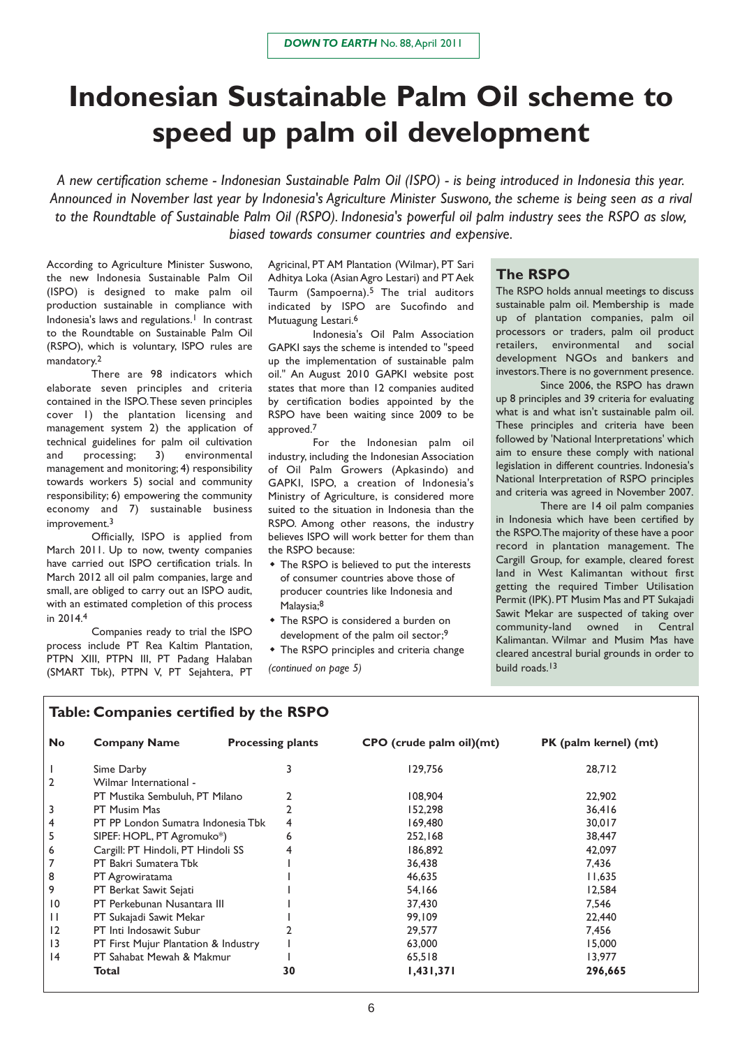# Indonesian Sustainable Palm Oil scheme to speed up palm oil development

*A new certification scheme - Indonesian Sustainable Palm Oil (ISPO) - is being introduced in Indonesia this year. Announced in November last year by Indonesia's Agriculture Minister Suswono, the scheme is being seen as a rival to the Roundtable of Sustainable Palm Oil (RSPO). Indonesia's powerful oil palm industry sees the RSPO as slow, biased towards consumer countries and expensive.*

According to Agriculture Minister Suswono, the new Indonesia Sustainable Palm Oil (ISPO) is designed to make palm oil production sustainable in compliance with Indonesia's laws and regulations.[1] In contrast to the Roundtable on Sustainable Palm Oil (RSPO), which is voluntary, ISPO rules are mandatory.[2]

There are 98 indicators which elaborate seven principles and criteria contained in the ISPO. These seven principles cover 1) the plantation licensing and management system 2) the application of technical guidelines for palm oil cultivation and processing; 3) environmental management and monitoring; 4) responsibility towards workers 5) social and community responsibility; 6) empowering the community economy and 7) sustainable business improvement.[3]

Officially, ISPO is applied from March 2011. Up to now, twenty companies have carried out ISPO certification trials. In March 2012 all oil palm companies, large and small, are obliged to carry out an ISPO audit, with an estimated completion of this process in 2014.[4]

Companies ready to trial the ISPO process include PT Rea Kaltim Plantation, PTPN XIII, PTPN III, PT Padang Halaban (SMART Tbk), PTPN V, PT Sejahtera, PT Agricinal, PT AM Plantation (Wilmar), PT Sari Adhitya Loka (Asian Agro Lestari) and PT Aek Taurm (Sampoerna).[5] The trial auditors indicated by ISPO are Sucofindo and Mutuagung Lestari.[6]

Indonesia's Oil Palm Association GAPKI says the scheme is intended to "speed up the implementation of sustainable palm oil." An August 2010 GAPKI website post states that more than 12 companies audited by certification bodies appointed by the RSPO have been waiting since 2009 to be approved.[7]

For the Indonesian palm oil industry, including the Indonesian Association of Oil Palm Growers (Apkasindo) and GAPKI, ISPO, a creation of Indonesia's Ministry of Agriculture, is considered more suited to the situation in Indonesia than the RSPO. Among other reasons, the industry believes ISPO will work better for them than the RSPO because:

- The RSPO is believed to put the interests of consumer countries above those of producer countries like Indonesia and Malaysia;[8]
- The RSPO is considered a burden on development of the palm oil sector;[9]
- The RSPO principles and criteria change

*(continued on page 5)*

## The RSPO

The RSPO holds annual meetings to discuss sustainable palm oil. Membership is made up of plantation companies, palm oil processors or traders, palm oil product retailers, environmental and social development NGOs and bankers and investors. There is no government presence.

Since 2006, the RSPO has drawn up 8 principles and 39 criteria for evaluating what is and what isn't sustainable palm oil. These principles and criteria have been followed by 'National Interpretations' which aim to ensure these comply with national legislation in different countries. Indonesia's National Interpretation of RSPO principles and criteria was agreed in November 2007.

There are 14 oil palm companies in Indonesia which have been certified by the RSPO. The majority of these have a poor record in plantation management. The Cargill Group, for example, cleared forest land in West Kalimantan without first getting the required Timber Utilisation Permit (IPK). PT Musim Mas and PT Sukajadi Sawit Mekar are suspected of taking over community-land owned in Central Kalimantan. Wilmar and Musim Mas have cleared ancestral burial grounds in order to build roads.[13]

## Table: Companies certified by the RSPO

| No | Company Name | Processing plants | CPO (crude palm oil)(mt) | PK (palm kernel) (mt) |
|---|---|---|---|---|
| 1 | Sime Darby | 3 | 129,756 | 28,712 |
| 2 | Wilmar International - PT Mustika Sembuluh, PT Milano | 2 | 108,904 | 22,902 |
| 3 | PT Musim Mas | 2 | 152,298 | 36,416 |
| 4 | PT PP London Sumatra Indonesia Tbk | 4 | 169,480 | 30,017 |
| 5 | SIPEF: HOPL, PT Agromuko*) | 6 | 252,168 | 38,447 |
| 6 | Cargill: PT Hindoli, PT Hindoli SS | 4 | 186,892 | 42,097 |
| 7 | PT Bakri Sumatera Tbk | 1 | 36,438 | 7,436 |
| 8 | PT Agrowiratama | 1 | 46,635 | 11,635 |
| 9 | PT Berkat Sawit Sejati | 1 | 54,166 | 12,584 |
| 10 | PT Perkebunan Nusantara III | 1 | 37,430 | 7,546 |
| 11 | PT Sukajadi Sawit Mekar | 1 | 99,109 | 22,440 |
| 12 | PT Inti Indosawit Subur | 2 | 29,577 | 7,456 |
| 13 | PT First Mujur Plantation & Industry | 1 | 63,000 | 15,000 |
| 14 | PT Sahabat Mewah & Makmur | 1 | 65,518 | 13,977 |
| | **Total** | **30** | **1,431,371** | **296,665** |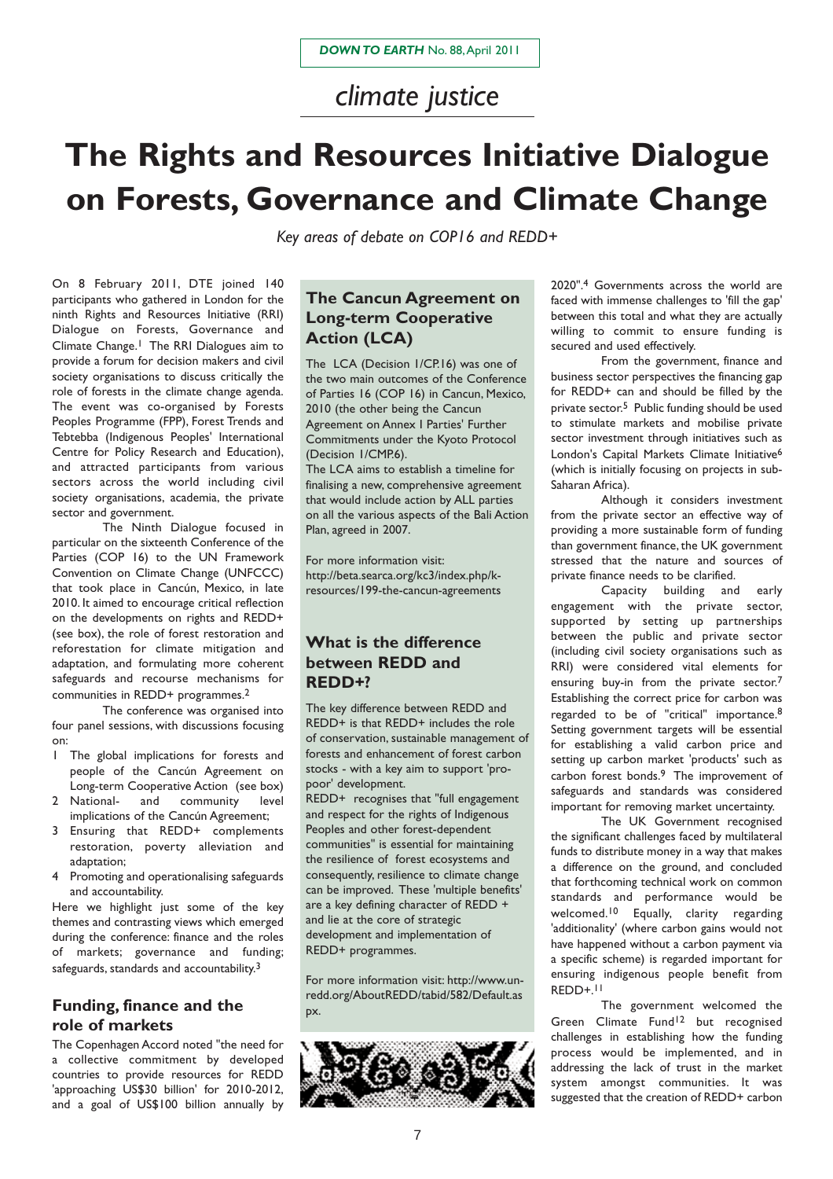# climate justice

# The Rights and Resources Initiative Dialogue on Forests, Governance and Climate Change

*Key areas of debate on COP16 and REDD+*

On 8 February 2011, DTE joined 140 participants who gathered in London for the ninth Rights and Resources Initiative (RRI) Dialogue on Forests, Governance and Climate Change.[1] The RRI Dialogues aim to provide a forum for decision makers and civil society organisations to discuss critically the role of forests in the climate change agenda. The event was co-organised by Forests Peoples Programme (FPP), Forest Trends and Tebtebba (Indigenous Peoples' International Centre for Policy Research and Education), and attracted participants from various sectors across the world including civil society organisations, academia, the private sector and government.

The Ninth Dialogue focused in particular on the sixteenth Conference of the Parties (COP 16) to the UN Framework Convention on Climate Change (UNFCCC) that took place in Cancún, Mexico, in late 2010. It aimed to encourage critical reflection on the developments on rights and REDD+ (see box), the role of forest restoration and reforestation for climate mitigation and adaptation, and formulating more coherent safeguards and recourse mechanisms for communities in REDD+ programmes.[2]

The conference was organised into four panel sessions, with discussions focusing on:

1. The global implications for forests and people of the Cancún Agreement on Long-term Cooperative Action (see box)
2. National- and community level implications of the Cancún Agreement;
3. Ensuring that REDD+ complements restoration, poverty alleviation and adaptation;
4. Promoting and operationalising safeguards and accountability.

Here we highlight just some of the key themes and contrasting views which emerged during the conference: finance and the roles of markets; governance and funding; safeguards, standards and accountability.[3]

## Funding, finance and the role of markets

The Copenhagen Accord noted "the need for a collective commitment by developed countries to provide resources for REDD 'approaching US$30 billion' for 2010-2012, and a goal of US$100 billion annually by 2020".[4] Governments across the world are faced with immense challenges to 'fill the gap' between this total and what they are actually willing to commit to ensure funding is secured and used effectively.

From the government, finance and business sector perspectives the financing gap for REDD+ can and should be filled by the private sector.[5] Public funding should be used to stimulate markets and mobilise private sector investment through initiatives such as London's Capital Markets Climate Initiative[6] (which is initially focusing on projects in sub-Saharan Africa).

Although it considers investment from the private sector an effective way of providing a more sustainable form of funding than government finance, the UK government stressed that the nature and sources of private finance needs to be clarified.

Capacity building and early engagement with the private sector, supported by setting up partnerships between the public and private sector (including civil society organisations such as RRI) were considered vital elements for ensuring buy-in from the private sector.[7] Establishing the correct price for carbon was regarded to be of "critical" importance.[8] Setting government targets will be essential for establishing a valid carbon price and setting up carbon market 'products' such as carbon forest bonds.[9] The improvement of safeguards and standards was considered important for removing market uncertainty.

The UK Government recognised the significant challenges faced by multilateral funds to distribute money in a way that makes a difference on the ground, and concluded that forthcoming technical work on common standards and performance would be welcomed.[10] Equally, clarity regarding 'additionality' (where carbon gains would not have happened without a carbon payment via a specific scheme) is regarded important for ensuring indigenous people benefit from REDD+.[11]

The government welcomed the Green Climate Fund[12] but recognised challenges in establishing how the funding process would be implemented, and in addressing the lack of trust in the market system amongst communities. It was suggested that the creation of REDD+ carbon

---

### The Cancun Agreement on Long-term Cooperative Action (LCA)

The LCA (Decision 1/CP.16) was one of the two main outcomes of the Conference of Parties 16 (COP 16) in Cancun, Mexico, 2010 (the other being the Cancun Agreement on Annex I Parties' Further Commitments under the Kyoto Protocol (Decision 1/CMP.6).

The LCA aims to establish a timeline for finalising a new, comprehensive agreement that would include action by ALL parties on all the various aspects of the Bali Action Plan, agreed in 2007.

For more information visit: http://beta.searca.org/kc3/index.php/k-resources/199-the-cancun-agreements

### What is the difference between REDD and REDD+?

The key difference between REDD and REDD+ is that REDD+ includes the role of conservation, sustainable management of forests and enhancement of forest carbon stocks - with a key aim to support 'pro-poor' development.

REDD+ recognises that "full engagement and respect for the rights of Indigenous Peoples and other forest-dependent communities" is essential for maintaining the resilience of forest ecosystems and consequently, resilience to climate change can be improved. These 'multiple benefits' are a key defining character of REDD + and lie at the core of strategic development and implementation of REDD+ programmes.

For more information visit: http://www.un-redd.org/AboutREDD/tabid/582/Default.aspx.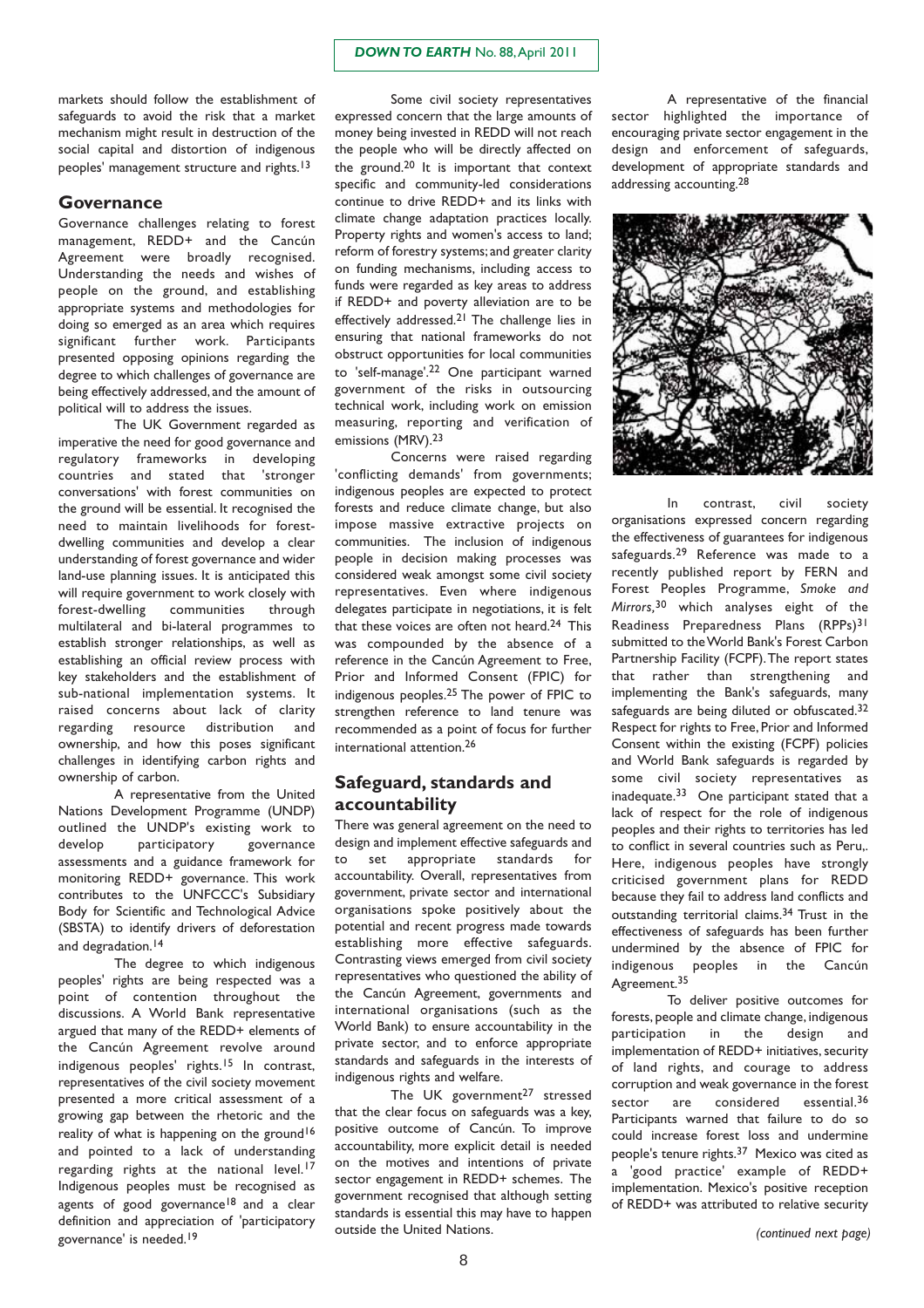markets should follow the establishment of safeguards to avoid the risk that a market mechanism might result in destruction of the social capital and distortion of indigenous peoples' management structure and rights.[13]

## Governance

Governance challenges relating to forest management, REDD+ and the Cancún Agreement were broadly recognised. Understanding the needs and wishes of people on the ground, and establishing appropriate systems and methodologies for doing so emerged as an area which requires significant further work. Participants presented opposing opinions regarding the degree to which challenges of governance are being effectively addressed, and the amount of political will to address the issues.

The UK Government regarded as imperative the need for good governance and regulatory frameworks in developing countries and stated that 'stronger conversations' with forest communities on the ground will be essential. It recognised the need to maintain livelihoods for forest-dwelling communities and develop a clear understanding of forest governance and wider land-use planning issues. It is anticipated this will require government to work closely with forest-dwelling communities through multilateral and bi-lateral programmes to establish stronger relationships, as well as establishing an official review process with key stakeholders and the establishment of sub-national implementation systems. It raised concerns about lack of clarity regarding resource distribution and ownership, and how this poses significant challenges in identifying carbon rights and ownership of carbon.

A representative from the United Nations Development Programme (UNDP) outlined the UNDP's existing work to develop participatory governance assessments and a guidance framework for monitoring REDD+ governance. This work contributes to the UNFCCC's Subsidiary Body for Scientific and Technological Advice (SBSTA) to identify drivers of deforestation and degradation.[14]

The degree to which indigenous peoples' rights are being respected was a point of contention throughout the discussions. A World Bank representative argued that many of the REDD+ elements of the Cancún Agreement revolve around indigenous peoples' rights.[15] In contrast, representatives of the civil society movement presented a more critical assessment of a growing gap between the rhetoric and the reality of what is happening on the ground[16] and pointed to a lack of understanding regarding rights at the national level.[17] Indigenous peoples must be recognised as agents of good governance[18] and a clear definition and appreciation of 'participatory governance' is needed.[19]

Some civil society representatives expressed concern that the large amounts of money being invested in REDD will not reach the people who will be directly affected on the ground.[20] It is important that context specific and community-led considerations continue to drive REDD+ and its links with climate change adaptation practices locally. Property rights and women's access to land; reform of forestry systems; and greater clarity on funding mechanisms, including access to funds were regarded as key areas to address if REDD+ and poverty alleviation are to be effectively addressed.[21] The challenge lies in ensuring that national frameworks do not obstruct opportunities for local communities to 'self-manage'.[22] One participant warned government of the risks in outsourcing technical work, including work on emission measuring, reporting and verification of emissions (MRV).[23]

Concerns were raised regarding 'conflicting demands' from governments; indigenous peoples are expected to protect forests and reduce climate change, but also impose massive extractive projects on communities. The inclusion of indigenous people in decision making processes was considered weak amongst some civil society representatives. Even where indigenous delegates participate in negotiations, it is felt that these voices are often not heard.[24] This was compounded by the absence of a reference in the Cancún Agreement to Free, Prior and Informed Consent (FPIC) for indigenous peoples.[25] The power of FPIC to strengthen reference to land tenure was recommended as a point of focus for further international attention.[26]

## Safeguard, standards and accountability

There was general agreement on the need to design and implement effective safeguards and to set appropriate standards for accountability. Overall, representatives from government, private sector and international organisations spoke positively about the potential and recent progress made towards establishing more effective safeguards. Contrasting views emerged from civil society representatives who questioned the ability of the Cancún Agreement, governments and international organisations (such as the World Bank) to ensure accountability in the private sector, and to enforce appropriate standards and safeguards in the interests of indigenous rights and welfare.

The UK government[27] stressed that the clear focus on safeguards was a key, positive outcome of Cancún. To improve accountability, more explicit detail is needed on the motives and intentions of private sector engagement in REDD+ schemes. The government recognised that although setting standards is essential this may have to happen outside the United Nations.

A representative of the financial sector highlighted the importance of encouraging private sector engagement in the design and enforcement of safeguards, development of appropriate standards and addressing accounting.[28]

In contrast, civil society organisations expressed concern regarding the effectiveness of guarantees for indigenous safeguards.[29] Reference was made to a recently published report by FERN and Forest Peoples Programme, *Smoke and Mirrors*,[30] which analyses eight of the Readiness Preparedness Plans (RPPs)[31] submitted to the World Bank's Forest Carbon Partnership Facility (FCPF). The report states that rather than strengthening and implementing the Bank's safeguards, many safeguards are being diluted or obfuscated.[32] Respect for rights to Free, Prior and Informed Consent within the existing (FCPF) policies and World Bank safeguards is regarded by some civil society representatives as inadequate.[33] One participant stated that a lack of respect for the role of indigenous peoples and their rights to territories has led to conflict in several countries such as Peru,. Here, indigenous peoples have strongly criticised government plans for REDD because they fail to address land conflicts and outstanding territorial claims.[34] Trust in the effectiveness of safeguards has been further undermined by the absence of FPIC for indigenous peoples in the Cancún Agreement.[35]

To deliver positive outcomes for forests, people and climate change, indigenous participation in the design and implementation of REDD+ initiatives, security of land rights, and courage to address corruption and weak governance in the forest sector are considered essential.[36] Participants warned that failure to do so could increase forest loss and undermine people's tenure rights.[37] Mexico was cited as a 'good practice' example of REDD+ implementation. Mexico's positive reception of REDD+ was attributed to relative security

*(continued next page)*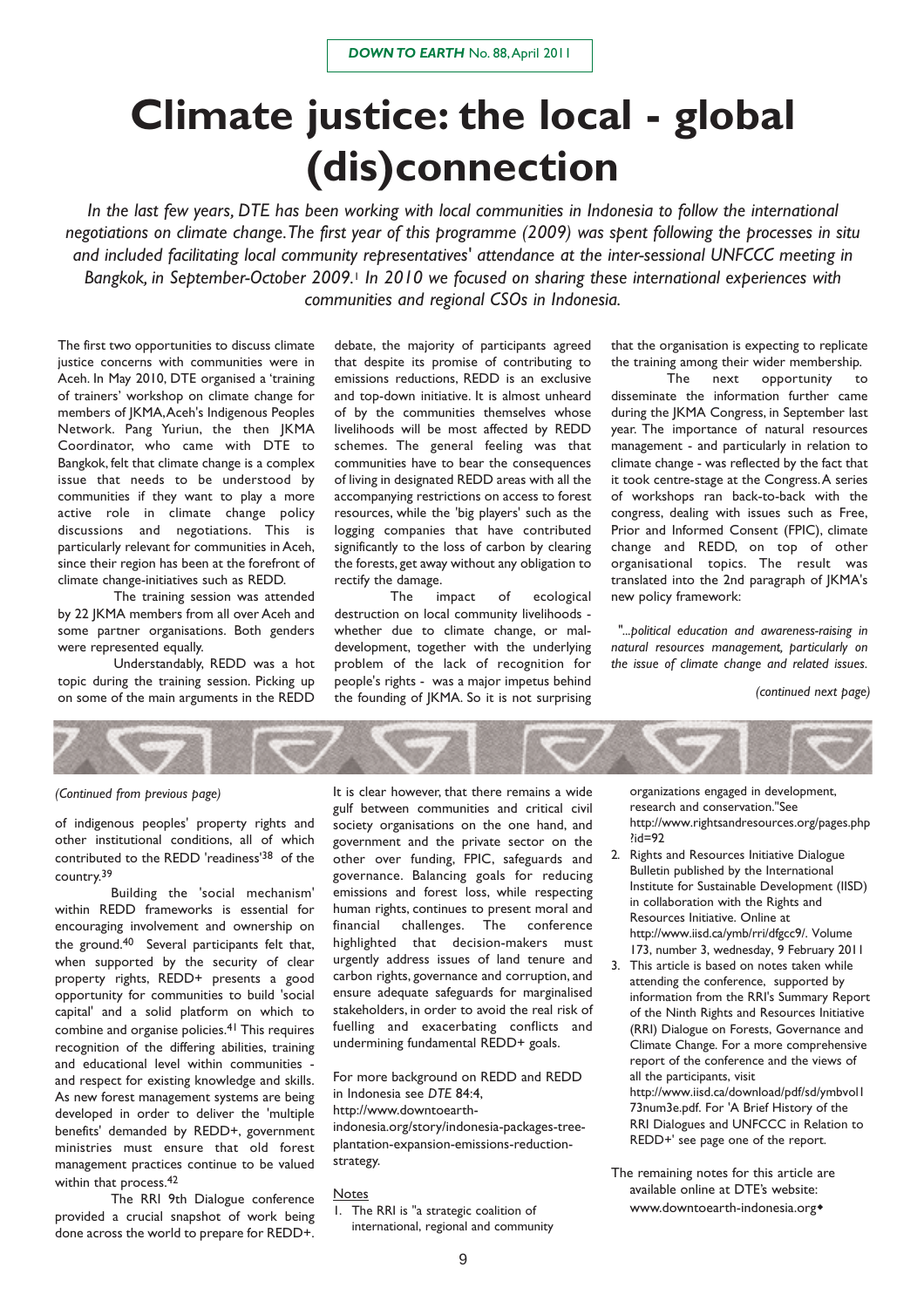# Climate justice: the local - global (dis)connection

*In the last few years, DTE has been working with local communities in Indonesia to follow the international negotiations on climate change. The first year of this programme (2009) was spent following the processes in situ and included facilitating local community representatives' attendance at the inter-sessional UNFCCC meeting in Bangkok, in September-October 2009.[1] In 2010 we focused on sharing these international experiences with communities and regional CSOs in Indonesia.*

The first two opportunities to discuss climate justice concerns with communities were in Aceh. In May 2010, DTE organised a 'training of trainers' workshop on climate change for members of JKMA, Aceh's Indigenous Peoples Network. Pang Yuriun, the then JKMA Coordinator, who came with DTE to Bangkok, felt that climate change is a complex issue that needs to be understood by communities if they want to play a more active role in climate change policy discussions and negotiations. This is particularly relevant for communities in Aceh, since their region has been at the forefront of climate change-initiatives such as REDD.

The training session was attended by 22 JKMA members from all over Aceh and some partner organisations. Both genders were represented equally.

Understandably, REDD was a hot topic during the training session. Picking up on some of the main arguments in the REDD debate, the majority of participants agreed that despite its promise of contributing to emissions reductions, REDD is an exclusive and top-down initiative. It is almost unheard of by the communities themselves whose livelihoods will be most affected by REDD schemes. The general feeling was that communities have to bear the consequences of living in designated REDD areas with all the accompanying restrictions on access to forest resources, while the 'big players' such as the logging companies that have contributed significantly to the loss of carbon by clearing the forests, get away without any obligation to rectify the damage.

The impact of ecological destruction on local community livelihoods - whether due to climate change, or mal-development, together with the underlying problem of the lack of recognition for people's rights - was a major impetus behind the founding of JKMA. So it is not surprising that the organisation is expecting to replicate the training among their wider membership.

The next opportunity to disseminate the information further came during the JKMA Congress, in September last year. The importance of natural resources management - and particularly in relation to climate change - was reflected by the fact that it took centre-stage at the Congress. A series of workshops ran back-to-back with the congress, dealing with issues such as Free, Prior and Informed Consent (FPIC), climate change and REDD, on top of other organisational topics. The result was translated into the 2nd paragraph of JKMA's new policy framework:

"...*political education and awareness-raising in natural resources management, particularly on the issue of climate change and related issues.*

*(continued next page)*

---

*(Continued from previous page)*

of indigenous peoples' property rights and other institutional conditions, all of which contributed to the REDD 'readiness'[38] of the country.[39]

Building the 'social mechanism' within REDD frameworks is essential for encouraging involvement and ownership on the ground.[40] Several participants felt that, when supported by the security of clear property rights, REDD+ presents a good opportunity for communities to build 'social capital' and a solid platform on which to combine and organise policies.[41] This requires recognition of the differing abilities, training and educational level within communities - and respect for existing knowledge and skills. As new forest management systems are being developed in order to deliver the 'multiple benefits' demanded by REDD+, government ministries must ensure that old forest management practices continue to be valued within that process.[42]

The RRI 9th Dialogue conference provided a crucial snapshot of work being done across the world to prepare for REDD+. It is clear however, that there remains a wide gulf between communities and critical civil society organisations on the one hand, and government and the private sector on the other over funding, FPIC, safeguards and governance. Balancing goals for reducing emissions and forest loss, while respecting human rights, continues to present moral and financial challenges. The conference highlighted that decision-makers must urgently address issues of land tenure and carbon rights, governance and corruption, and ensure adequate safeguards for marginalised stakeholders, in order to avoid the real risk of fuelling and exacerbating conflicts and undermining fundamental REDD+ goals.

For more background on REDD and REDD in Indonesia see *DTE* 84:4, http://www.downtoearth-indonesia.org/story/indonesia-packages-tree-plantation-expansion-emissions-reduction-strategy.

Notes

1. The RRI is "a strategic coalition of international, regional and community organizations engaged in development, research and conservation."See http://www.rightsandresources.org/pages.php?id=92
2. Rights and Resources Initiative Dialogue Bulletin published by the International Institute for Sustainable Development (IISD) in collaboration with the Rights and Resources Initiative. Online at http://www.iisd.ca/ymb/rri/dfgcc9/. Volume 173, number 3, wednesday, 9 February 2011
3. This article is based on notes taken while attending the conference, supported by information from the RRI's Summary Report of the Ninth Rights and Resources Initiative (RRI) Dialogue on Forests, Governance and Climate Change. For a more comprehensive report of the conference and the views of all the participants, visit http://www.iisd.ca/download/pdf/sd/ymbvol173num3e.pdf. For 'A Brief History of the RRI Dialogues and UNFCCC in Relation to REDD+' see page one of the report.

The remaining notes for this article are available online at DTE's website: www.downtoearth-indonesia.org◆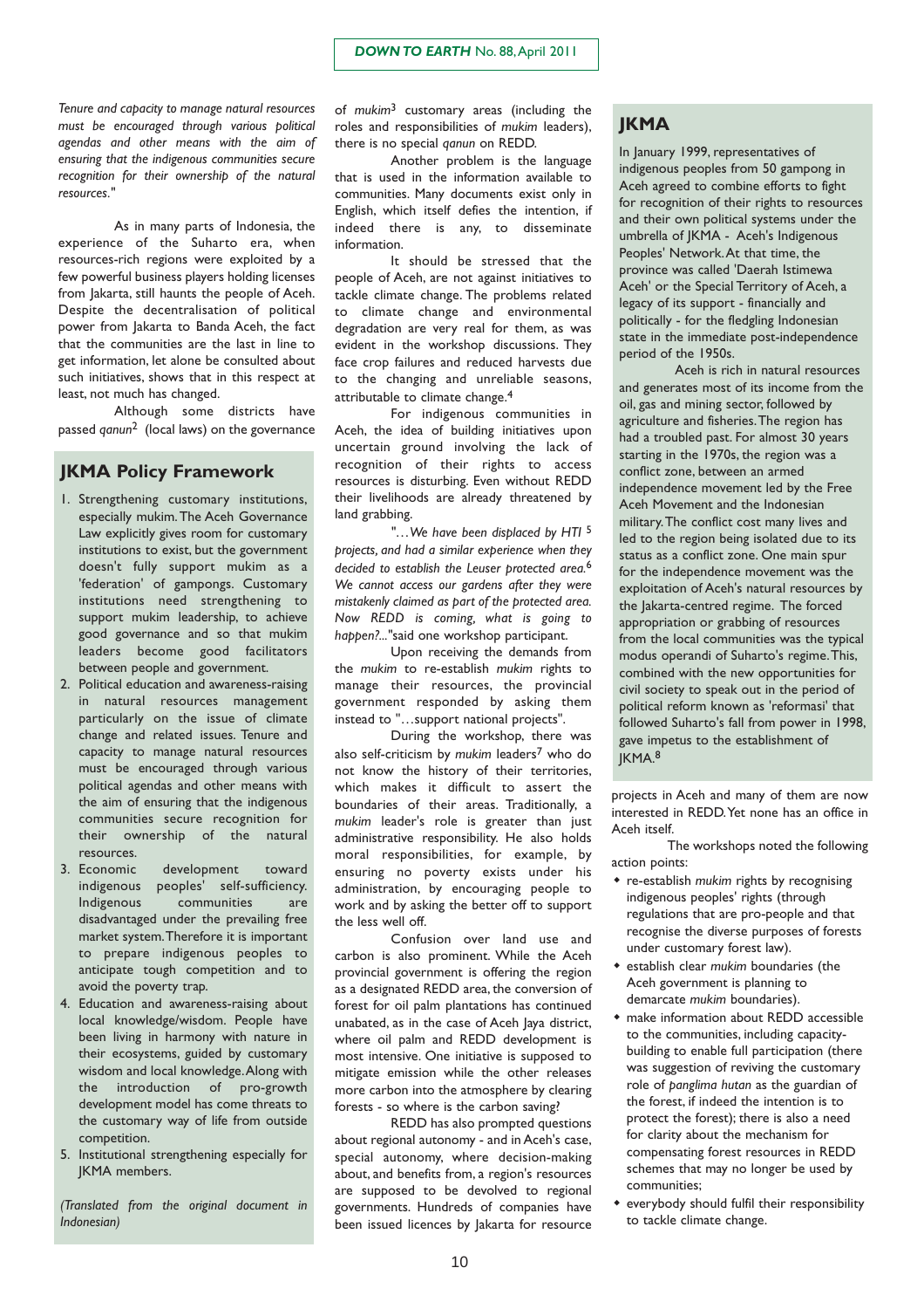*Tenure and capacity to manage natural resources must be encouraged through various political agendas and other means with the aim of ensuring that the indigenous communities secure recognition for their ownership of the natural resources.*"

As in many parts of Indonesia, the experience of the Suharto era, when resources-rich regions were exploited by a few powerful business players holding licenses from Jakarta, still haunts the people of Aceh. Despite the decentralisation of political power from Jakarta to Banda Aceh, the fact that the communities are the last in line to get information, let alone be consulted about such initiatives, shows that in this respect at least, not much has changed.

Although some districts have passed *qanun*[2] (local laws) on the governance of *mukim*[3] customary areas (including the roles and responsibilities of *mukim* leaders), there is no special *qanun* on REDD.

Another problem is the language that is used in the information available to communities. Many documents exist only in English, which itself defies the intention, if indeed there is any, to disseminate information.

It should be stressed that the people of Aceh, are not against initiatives to tackle climate change. The problems related to climate change and environmental degradation are very real for them, as was evident in the workshop discussions. They face crop failures and reduced harvests due to the changing and unreliable seasons, attributable to climate change.[4]

For indigenous communities in Aceh, the idea of building initiatives upon uncertain ground involving the lack of recognition of their rights to access resources is disturbing. Even without REDD their livelihoods are already threatened by land grabbing.

"…*We have been displaced by HTI* [5] *projects, and had a similar experience when they decided to establish the Leuser protected area.*[6] *We cannot access our gardens after they were mistakenly claimed as part of the protected area. Now REDD is coming, what is going to happen?...*"said one workshop participant.

Upon receiving the demands from the *mukim* to re-establish *mukim* rights to manage their resources, the provincial government responded by asking them instead to "…support national projects".

During the workshop, there was also self-criticism by *mukim* leaders[7] who do not know the history of their territories, which makes it difficult to assert the boundaries of their areas. Traditionally, a *mukim* leader's role is greater than just administrative responsibility. He also holds moral responsibilities, for example, by ensuring no poverty exists under his administration, by encouraging people to work and by asking the better off to support the less well off.

Confusion over land use and carbon is also prominent. While the Aceh provincial government is offering the region as a designated REDD area, the conversion of forest for oil palm plantations has continued unabated, as in the case of Aceh Jaya district, where oil palm and REDD development is most intensive. One initiative is supposed to mitigate emission while the other releases more carbon into the atmosphere by clearing forests - so where is the carbon saving?

REDD has also prompted questions about regional autonomy - and in Aceh's case, special autonomy, where decision-making about, and benefits from, a region's resources are supposed to be devolved to regional governments. Hundreds of companies have been issued licences by Jakarta for resource projects in Aceh and many of them are now interested in REDD. Yet none has an office in Aceh itself.

The workshops noted the following action points:

- re-establish *mukim* rights by recognising indigenous peoples' rights (through regulations that are pro-people and that recognise the diverse purposes of forests under customary forest law).
- establish clear *mukim* boundaries (the Aceh government is planning to demarcate *mukim* boundaries).
- make information about REDD accessible to the communities, including capacity-building to enable full participation (there was suggestion of reviving the customary role of *panglima hutan* as the guardian of the forest, if indeed the intention is to protect the forest); there is also a need for clarity about the mechanism for compensating forest resources in REDD schemes that may no longer be used by communities;
- everybody should fulfil their responsibility to tackle climate change.

## JKMA Policy Framework

1. Strengthening customary institutions, especially mukim. The Aceh Governance Law explicitly gives room for customary institutions to exist, but the government doesn't fully support mukim as a 'federation' of gampongs. Customary institutions need strengthening to support mukim leadership, to achieve good governance and so that mukim leaders become good facilitators between people and government.
2. Political education and awareness-raising in natural resources management particularly on the issue of climate change and related issues. Tenure and capacity to manage natural resources must be encouraged through various political agendas and other means with the aim of ensuring that the indigenous communities secure recognition for their ownership of the natural resources.
3. Economic development toward indigenous peoples' self-sufficiency. Indigenous communities are disadvantaged under the prevailing free market system. Therefore it is important to prepare indigenous peoples to anticipate tough competition and to avoid the poverty trap.
4. Education and awareness-raising about local knowledge/wisdom. People have been living in harmony with nature in their ecosystems, guided by customary wisdom and local knowledge. Along with the introduction of pro-growth development model has come threats to the customary way of life from outside competition.
5. Institutional strengthening especially for JKMA members.

*(Translated from the original document in Indonesian)*

## JKMA

In January 1999, representatives of indigenous peoples from 50 gampong in Aceh agreed to combine efforts to fight for recognition of their rights to resources and their own political systems under the umbrella of JKMA - Aceh's Indigenous Peoples' Network. At that time, the province was called 'Daerah Istimewa Aceh' or the Special Territory of Aceh, a legacy of its support - financially and politically - for the fledgling Indonesian state in the immediate post-independence period of the 1950s.

Aceh is rich in natural resources and generates most of its income from the oil, gas and mining sector, followed by agriculture and fisheries. The region has had a troubled past. For almost 30 years starting in the 1970s, the region was a conflict zone, between an armed independence movement led by the Free Aceh Movement and the Indonesian military. The conflict cost many lives and led to the region being isolated due to its status as a conflict zone. One main spur for the independence movement was the exploitation of Aceh's natural resources by the Jakarta-centred regime. The forced appropriation or grabbing of resources from the local communities was the typical modus operandi of Suharto's regime. This, combined with the new opportunities for civil society to speak out in the period of political reform known as 'reformasi' that followed Suharto's fall from power in 1998, gave impetus to the establishment of JKMA.[8]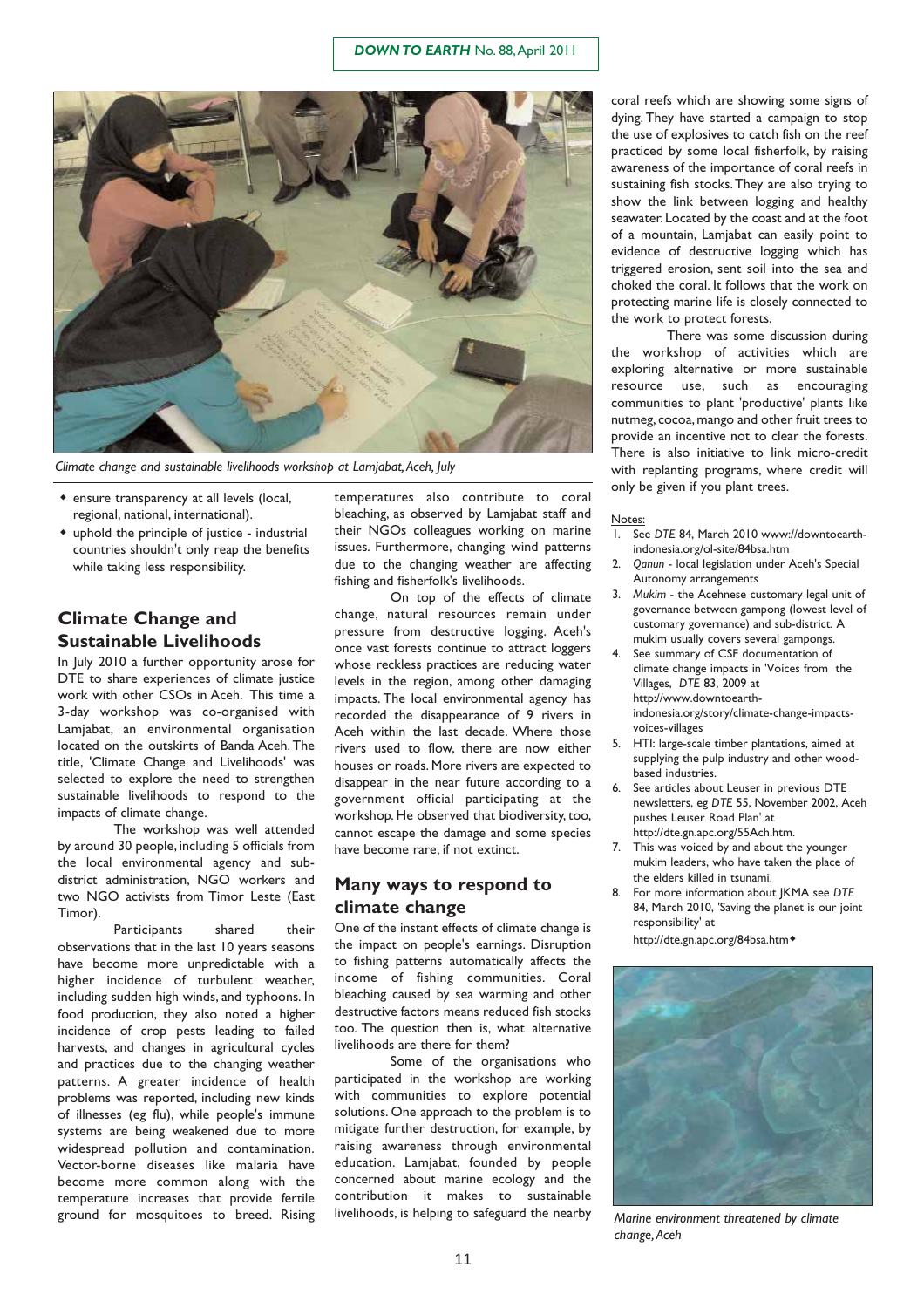*Climate change and sustainable livelihoods workshop at Lamjabat, Aceh, July*

- ensure transparency at all levels (local, regional, national, international).
- uphold the principle of justice - industrial countries shouldn't only reap the benefits while taking less responsibility.

## Climate Change and Sustainable Livelihoods

In July 2010 a further opportunity arose for DTE to share experiences of climate justice work with other CSOs in Aceh. This time a 3-day workshop was co-organised with Lamjabat, an environmental organisation located on the outskirts of Banda Aceh. The title, 'Climate Change and Livelihoods' was selected to explore the need to strengthen sustainable livelihoods to respond to the impacts of climate change.

The workshop was well attended by around 30 people, including 5 officials from the local environmental agency and sub-district administration, NGO workers and two NGO activists from Timor Leste (East Timor).

Participants shared their observations that in the last 10 years seasons have become more unpredictable with a higher incidence of turbulent weather, including sudden high winds, and typhoons. In food production, they also noted a higher incidence of crop pests leading to failed harvests, and changes in agricultural cycles and practices due to the changing weather patterns. A greater incidence of health problems was reported, including new kinds of illnesses (eg flu), while people's immune systems are being weakened due to more widespread pollution and contamination. Vector-borne diseases like malaria have become more common along with the temperature increases that provide fertile ground for mosquitoes to breed. Rising temperatures also contribute to coral bleaching, as observed by Lamjabat staff and their NGOs colleagues working on marine issues. Furthermore, changing wind patterns due to the changing weather are affecting fishing and fisherfolk's livelihoods.

On top of the effects of climate change, natural resources remain under pressure from destructive logging. Aceh's once vast forests continue to attract loggers whose reckless practices are reducing water levels in the region, among other damaging impacts. The local environmental agency has recorded the disappearance of 9 rivers in Aceh within the last decade. Where those rivers used to flow, there are now either houses or roads. More rivers are expected to disappear in the near future according to a government official participating at the workshop. He observed that biodiversity, too, cannot escape the damage and some species have become rare, if not extinct.

## Many ways to respond to climate change

One of the instant effects of climate change is the impact on people's earnings. Disruption to fishing patterns automatically affects the income of fishing communities. Coral bleaching caused by sea warming and other destructive factors means reduced fish stocks too. The question then is, what alternative livelihoods are there for them?

Some of the organisations who participated in the workshop are working with communities to explore potential solutions. One approach to the problem is to mitigate further destruction, for example, by raising awareness through environmental education. Lamjabat, founded by people concerned about marine ecology and the contribution it makes to sustainable livelihoods, is helping to safeguard the nearby coral reefs which are showing some signs of dying. They have started a campaign to stop the use of explosives to catch fish on the reef practiced by some local fisherfolk, by raising awareness of the importance of coral reefs in sustaining fish stocks. They are also trying to show the link between logging and healthy seawater. Located by the coast and at the foot of a mountain, Lamjabat can easily point to evidence of destructive logging which has triggered erosion, sent soil into the sea and choked the coral. It follows that the work on protecting marine life is closely connected to the work to protect forests.

There was some discussion during the workshop of activities which are exploring alternative or more sustainable resource use, such as encouraging communities to plant 'productive' plants like nutmeg, cocoa, mango and other fruit trees to provide an incentive not to clear the forests. There is also initiative to link micro-credit with replanting programs, where credit will only be given if you plant trees.

Notes:

1. See *DTE* 84, March 2010 www://downtoearth-indonesia.org/ol-site/84bsa.htm
2. *Qanun* - local legislation under Aceh's Special Autonomy arrangements
3. *Mukim* - the Acehnese customary legal unit of governance between gampong (lowest level of customary governance) and sub-district. A mukim usually covers several gampongs.
4. See summary of CSF documentation of climate change impacts in 'Voices from the Villages, *DTE* 83, 2009 at http://www.downtoearth-indonesia.org/story/climate-change-impacts-voices-villages
5. HTI: large-scale timber plantations, aimed at supplying the pulp industry and other wood-based industries.
6. See articles about Leuser in previous DTE newsletters, eg *DTE* 55, November 2002, Aceh pushes Leuser Road Plan' at http://dte.gn.apc.org/55Ach.htm.
7. This was voiced by and about the younger mukim leaders, who have taken the place of the elders killed in tsunami.
8. For more information about JKMA see *DTE* 84, March 2010, 'Saving the planet is our joint responsibility' at http://dte.gn.apc.org/84bsa.htm◆

*Marine environment threatened by climate change, Aceh*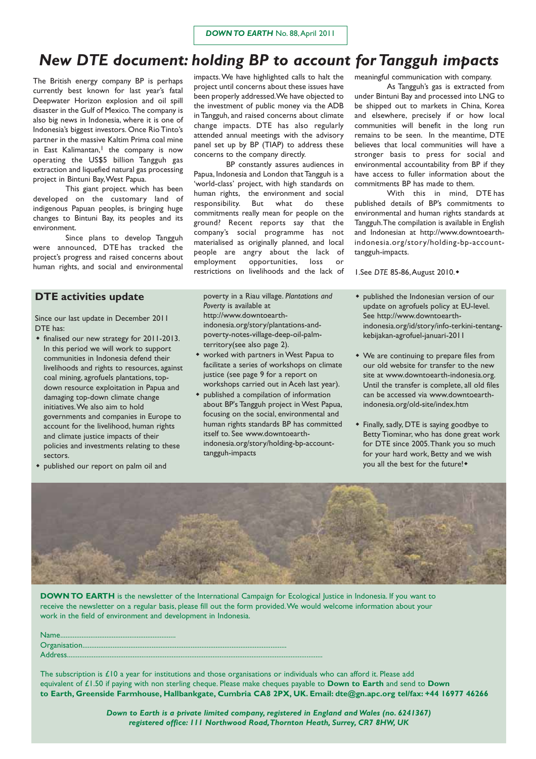# New DTE document: holding BP to account for Tangguh impacts

The British energy company BP is perhaps currently best known for last year's fatal Deepwater Horizon explosion and oil spill disaster in the Gulf of Mexico. The company is also big news in Indonesia, where it is one of Indonesia's biggest investors. Once Rio Tinto's partner in the massive Kaltim Prima coal mine in East Kalimantan,[1] the company is now operating the US$5 billion Tangguh gas extraction and liquefied natural gas processing project in Bintuni Bay, West Papua.

This giant project. which has been developed on the customary land of indigenous Papuan peoples, is bringing huge changes to Bintuni Bay, its peoples and its environment.

Since plans to develop Tangguh were announced, DTE has tracked the project's progress and raised concerns about human rights, and social and environmental impacts. We have highlighted calls to halt the project until concerns about these issues have been properly addressed. We have objected to the investment of public money via the ADB in Tangguh, and raised concerns about climate change impacts. DTE has also regularly attended annual meetings with the advisory panel set up by BP (TIAP) to address these concerns to the company directly.

BP constantly assures audiences in Papua, Indonesia and London that Tangguh is a 'world-class' project, with high standards on human rights, the environment and social responsibility. But what do these commitments really mean for people on the ground? Recent reports say that the company's social programme has not materialised as originally planned, and local people are angry about the lack of employment opportunities, loss or restrictions on livelihoods and the lack of meaningful communication with company.

As Tangguh's gas is extracted from under Bintuni Bay and processed into LNG to be shipped out to markets in China, Korea and elsewhere, precisely if or how local communities will benefit in the long run remains to be seen. In the meantime, DTE believes that local communities will have a stronger basis to press for social and environmental accountability from BP if they have access to fuller information about the commitments BP has made to them.

With this in mind, DTE has published details of BP's commitments to environmental and human rights standards at Tangguh. The compilation is available in English and Indonesian at http://www.downtoearth-indonesia.org/story/holding-bp-account-tangguh-impacts.

1. See *DTE* 85-86, August 2010.◆

## DTE activities update

Since our last update in December 2011 DTE has:

- finalised our new strategy for 2011-2013. In this period we will work to support communities in Indonesia defend their livelihoods and rights to resources, against coal mining, agrofuels plantations, top-down resource exploitation in Papua and damaging top-down climate change initiatives. We also aim to hold governments and companies in Europe to account for the livelihood, human rights and climate justice impacts of their policies and investments relating to these sectors.
- published our report on palm oil and poverty in a Riau village. *Plantations and Poverty* is available at http://www.downtoearth-indonesia.org/story/plantations-and-poverty-notes-village-deep-oil-palm-territory(see also page 2).
- worked with partners in West Papua to facilitate a series of workshops on climate justice (see page 9 for a report on workshops carried out in Aceh last year).
- published a compilation of information about BP's Tangguh project in West Papua, focusing on the social, environmental and human rights standards BP has committed itself to. See www.downtoearth-indonesia.org/story/holding-bp-account-tangguh-impacts
- published the Indonesian version of our update on agrofuels policy at EU-level. See http://www.downtoearth-indonesia.org/id/story/info-terkini-tentang-kebijakan-agrofuel-januari-2011
- We are continuing to prepare files from our old website for transfer to the new site at www.downtoearth-indonesia.org. Until the transfer is complete, all old files can be accessed via www.downtoearth-indonesia.org/old-site/index.htm
- Finally, sadly, DTE is saying goodbye to Betty Tiominar, who has done great work for DTE since 2005. Thank you so much for your hard work, Betty and we wish you all the best for the future!◆

**DOWN TO EARTH** is the newsletter of the International Campaign for Ecological Justice in Indonesia. If you want to receive the newsletter on a regular basis, please fill out the form provided. We would welcome information about your work in the field of environment and development in Indonesia.

Name.................................................................
Organisation..................................................................................................................
Address..............................................................................................................................

The subscription is £10 a year for institutions and those organisations or individuals who can afford it. Please add equivalent of £1.50 if paying with non sterling cheque. Please make cheques payable to **Down to Earth** and send to **Down to Earth, Greenside Farmhouse, Hallbankgate, Cumbria CA8 2PX, UK. Email: dte@gn.apc.org tel/fax: +44 16977 46266**

***Down to Earth is a private limited company, registered in England and Wales (no. 6241367) registered office: 111 Northwood Road, Thornton Heath, Surrey, CR7 8HW, UK***